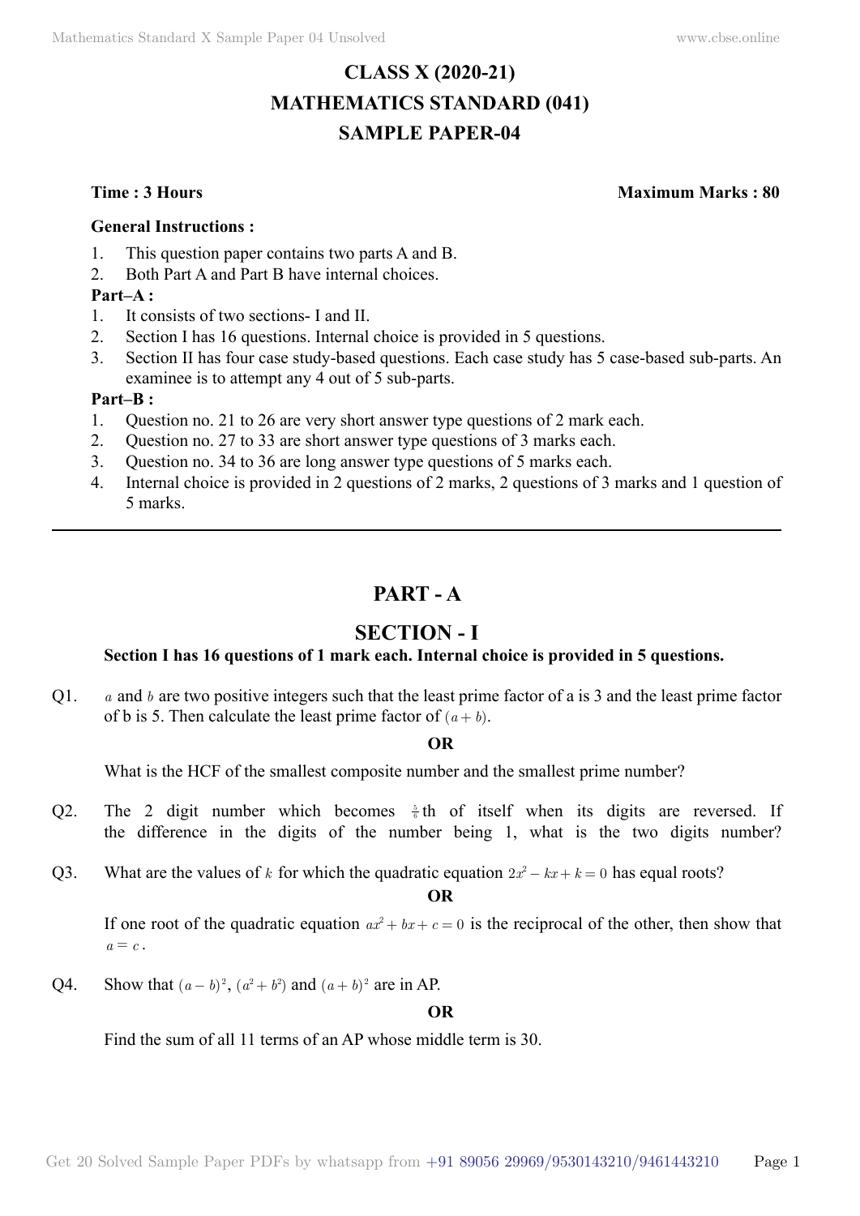# CLASS X (2020-21)
# MATHEMATICS STANDARD (041)
# SAMPLE PAPER-04

**Time : 3 Hours** **Maximum Marks : 80**

**General Instructions :**

1. This question paper contains two parts A and B.
2. Both Part A and Part B have internal choices.

**Part–A :**

1. It consists of two sections- I and II.
2. Section I has 16 questions. Internal choice is provided in 5 questions.
3. Section II has four case study-based questions. Each case study has 5 case-based sub-parts. An examinee is to attempt any 4 out of 5 sub-parts.

**Part–B :**

1. Question no. 21 to 26 are very short answer type questions of 2 mark each.
2. Question no. 27 to 33 are short answer type questions of 3 marks each.
3. Question no. 34 to 36 are long answer type questions of 5 marks each.
4. Internal choice is provided in 2 questions of 2 marks, 2 questions of 3 marks and 1 question of 5 marks.

---

## PART - A

## SECTION - I

**Section I has 16 questions of 1 mark each. Internal choice is provided in 5 questions.**

Q1. $a$ and $b$ are two positive integers such that the least prime factor of a is 3 and the least prime factor of b is 5. Then calculate the least prime factor of $(a+b)$.

**OR**

What is the HCF of the smallest composite number and the smallest prime number?

Q2. The 2 digit number which becomes $\frac{5}{6}$th of itself when its digits are reversed. If the difference in the digits of the number being 1, what is the two digits number?

Q3. What are the values of $k$ for which the quadratic equation $2x^2 - kx + k = 0$ has equal roots?

**OR**

If one root of the quadratic equation $ax^2 + bx + c = 0$ is the reciprocal of the other, then show that $a = c$.

Q4. Show that $(a-b)^2$, $(a^2+b^2)$ and $(a+b)^2$ are in AP.

**OR**

Find the sum of all 11 terms of an AP whose middle term is 30.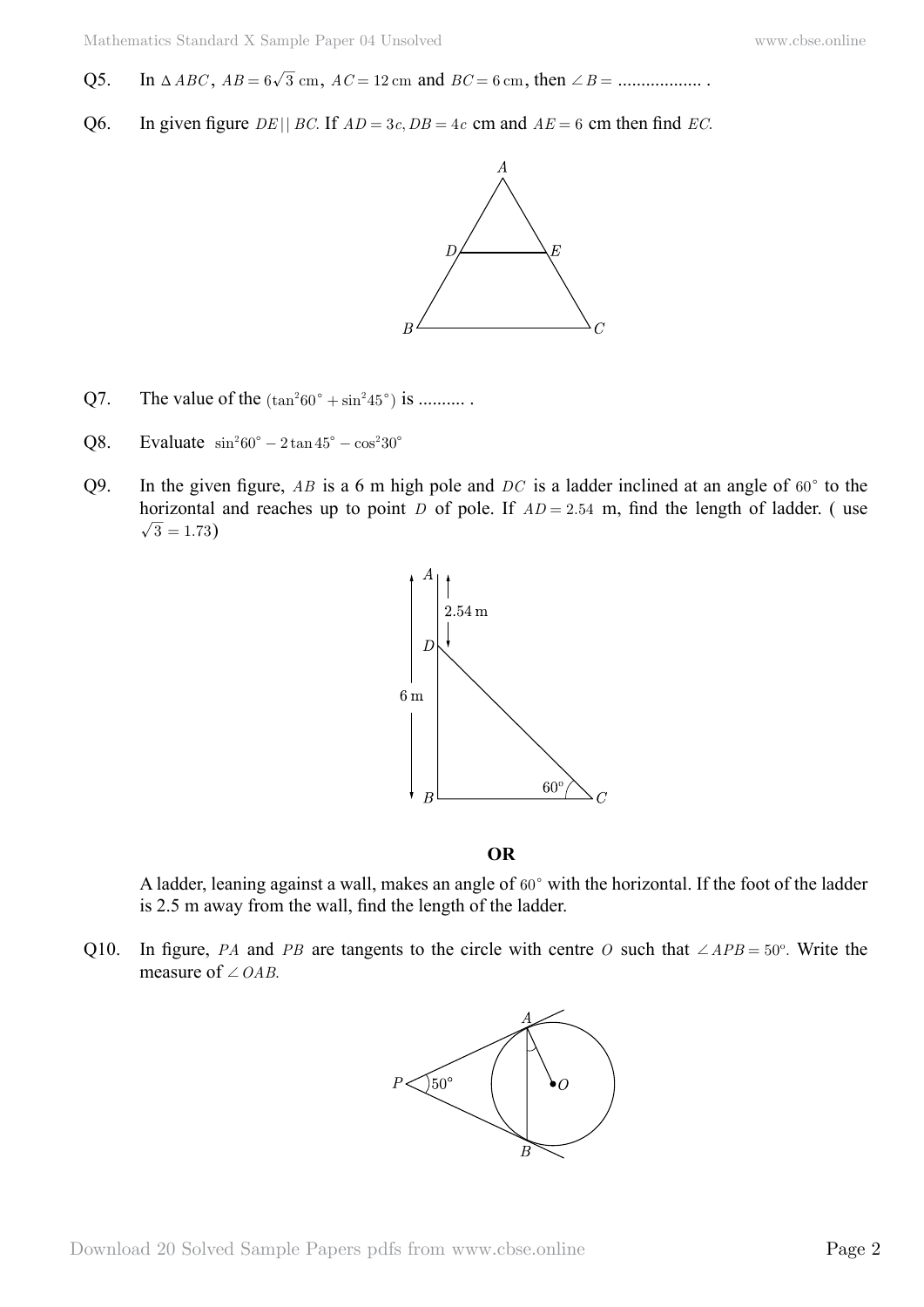Q5. In $\Delta ABC$, $AB = 6\sqrt{3}$ cm, $AC = 12$ cm and $BC = 6$ cm, then $\angle B =$ .................. .

Q6. In given figure $DE || BC$. If $AD = 3c, DB = 4c$ cm and $AE = 6$ cm then find $EC$.

Q7. The value of the $(\tan^2 60^\circ + \sin^2 45^\circ)$ is .......... .

Q8. Evaluate $\sin^2 60^\circ - 2\tan 45^\circ - \cos^2 30^\circ$

Q9. In the given figure, $AB$ is a 6 m high pole and $DC$ is a ladder inclined at an angle of $60^\circ$ to the horizontal and reaches up to point $D$ of pole. If $AD = 2.54$ m, find the length of ladder. ( use $\sqrt{3} = 1.73$)

**OR**

A ladder, leaning against a wall, makes an angle of $60^\circ$ with the horizontal. If the foot of the ladder is 2.5 m away from the wall, find the length of the ladder.

Q10. In figure, $PA$ and $PB$ are tangents to the circle with centre $O$ such that $\angle APB = 50^\circ$. Write the measure of $\angle OAB$.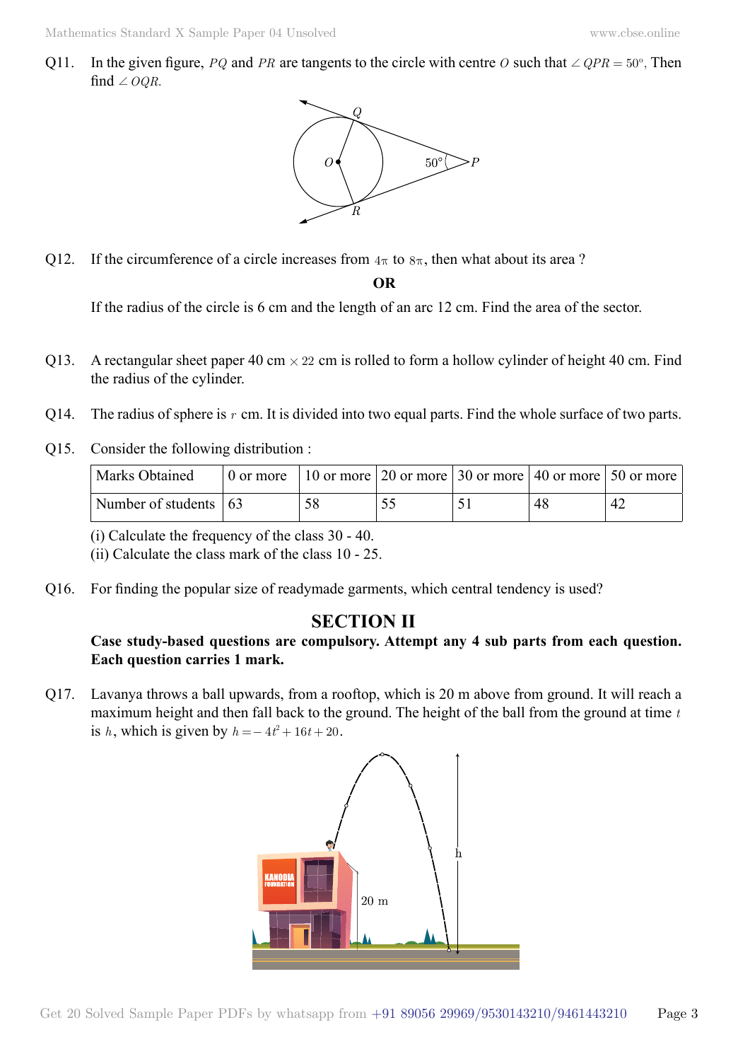Q11. In the given figure, $PQ$ and $PR$ are tangents to the circle with centre $O$ such that $\angle QPR = 50^\circ$, Then find $\angle OQR$.

Q12. If the circumference of a circle increases from $4\pi$ to $8\pi$, then what about its area ?

**OR**

If the radius of the circle is 6 cm and the length of an arc 12 cm. Find the area of the sector.

Q13. A rectangular sheet paper 40 cm $\times$ 22 cm is rolled to form a hollow cylinder of height 40 cm. Find the radius of the cylinder.

Q14. The radius of sphere is $r$ cm. It is divided into two equal parts. Find the whole surface of two parts.

Q15. Consider the following distribution :

| Marks Obtained | 0 or more | 10 or more | 20 or more | 30 or more | 40 or more | 50 or more |
|---|---|---|---|---|---|---|
| Number of students | 63 | 58 | 55 | 51 | 48 | 42 |

(i) Calculate the frequency of the class 30 - 40.
(ii) Calculate the class mark of the class 10 - 25.

Q16. For finding the popular size of readymade garments, which central tendency is used?

## SECTION II

**Case study-based questions are compulsory. Attempt any 4 sub parts from each question. Each question carries 1 mark.**

Q17. Lavanya throws a ball upwards, from a rooftop, which is 20 m above from ground. It will reach a maximum height and then fall back to the ground. The height of the ball from the ground at time $t$ is $h$, which is given by $h = -4t^2 + 16t + 20$.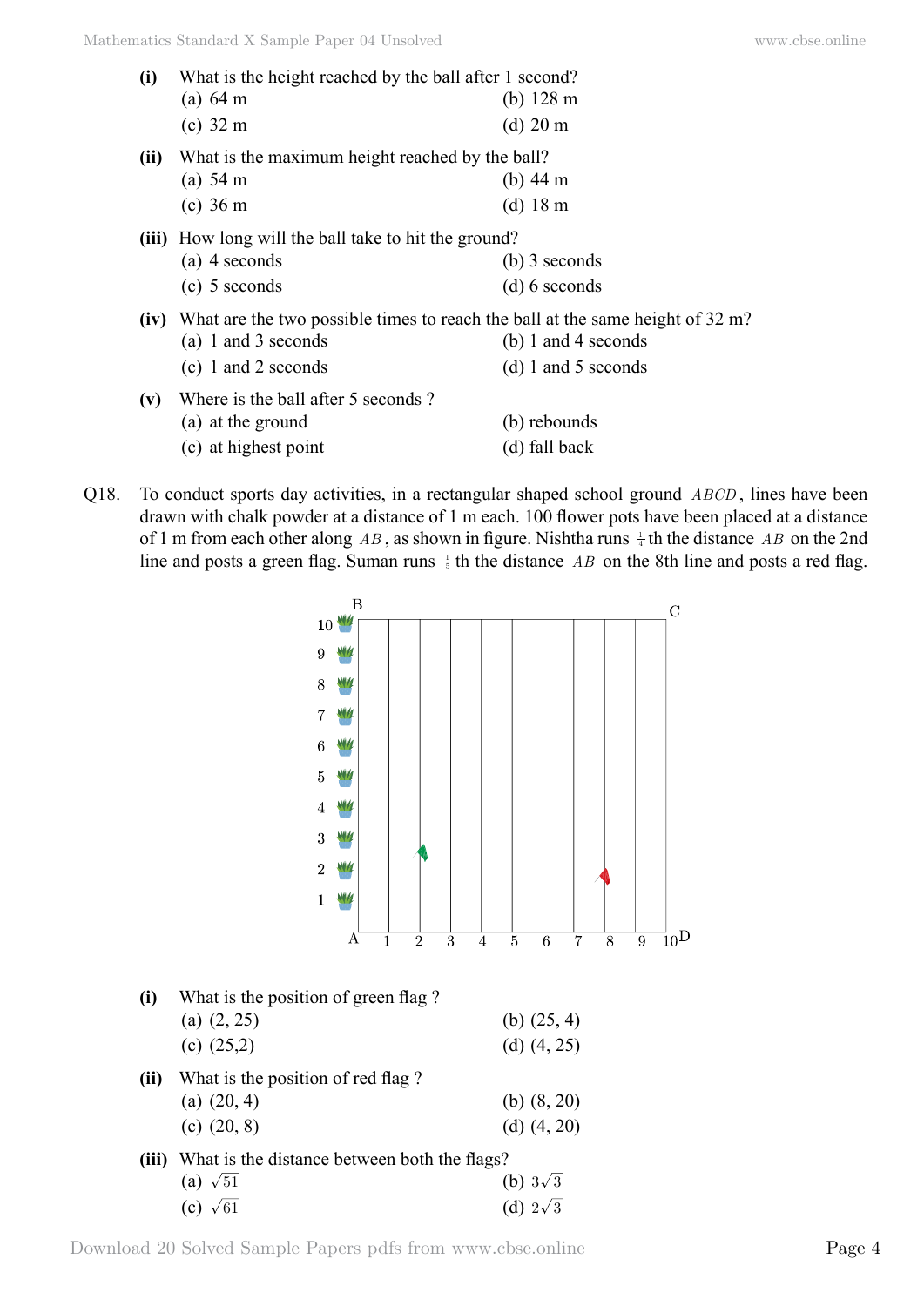**(i)** What is the height reached by the ball after 1 second?

(a) 64 m (b) 128 m

(c) 32 m (d) 20 m

**(ii)** What is the maximum height reached by the ball?

(a) 54 m (b) 44 m

(c) 36 m (d) 18 m

**(iii)** How long will the ball take to hit the ground?

(a) 4 seconds (b) 3 seconds

(c) 5 seconds (d) 6 seconds

**(iv)** What are the two possible times to reach the ball at the same height of 32 m?

(a) 1 and 3 seconds (b) 1 and 4 seconds

(c) 1 and 2 seconds (d) 1 and 5 seconds

**(v)** Where is the ball after 5 seconds ?

(a) at the ground (b) rebounds

(c) at highest point (d) fall back

Q18. To conduct sports day activities, in a rectangular shaped school ground $ABCD$, lines have been drawn with chalk powder at a distance of 1 m each. 100 flower pots have been placed at a distance of 1 m from each other along $AB$, as shown in figure. Nishtha runs $\frac{1}{4}$th the distance $AB$ on the 2nd line and posts a green flag. Suman runs $\frac{1}{5}$th the distance $AB$ on the 8th line and posts a red flag.

**(i)** What is the position of green flag ?

(a) (2, 25) (b) (25, 4)

(c) (25,2) (d) (4, 25)

**(ii)** What is the position of red flag ?

(a) (20, 4) (b) (8, 20)

(c) (20, 8) (d) (4, 20)

**(iii)** What is the distance between both the flags?

(a) $\sqrt{51}$ (b) $3\sqrt{3}$

(c) $\sqrt{61}$ (d) $2\sqrt{3}$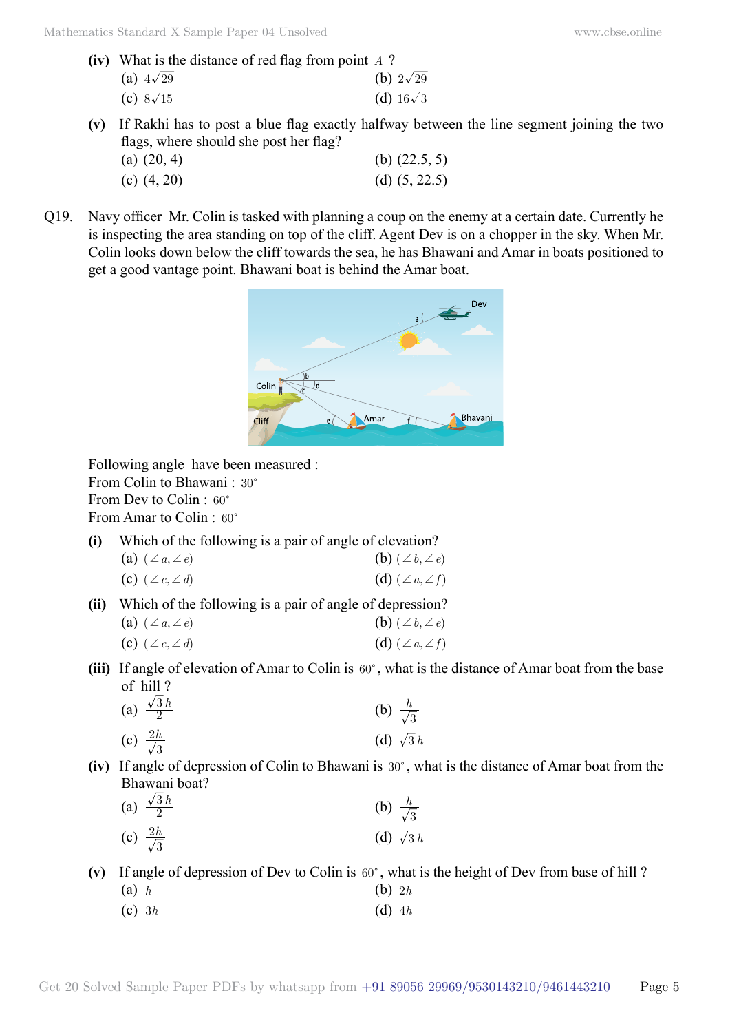**(iv)** What is the distance of red flag from point $A$ ?

(a) $4\sqrt{29}$ (b) $2\sqrt{29}$

(c) $8\sqrt{15}$ (d) $16\sqrt{3}$

**(v)** If Rakhi has to post a blue flag exactly halfway between the line segment joining the two flags, where should she post her flag?

(a) (20, 4) (b) (22.5, 5)

(c) (4, 20) (d) (5, 22.5)

Q19. Navy officer Mr. Colin is tasked with planning a coup on the enemy at a certain date. Currently he is inspecting the area standing on top of the cliff. Agent Dev is on a chopper in the sky. When Mr. Colin looks down below the cliff towards the sea, he has Bhawani and Amar in boats positioned to get a good vantage point. Bhawani boat is behind the Amar boat.

Following angle have been measured :

From Colin to Bhawani : $30^{\circ}$

From Dev to Colin : $60^{\circ}$

From Amar to Colin : $60^{\circ}$

**(i)** Which of the following is a pair of angle of elevation?

(a) $(\angle a, \angle e)$ (b) $(\angle b, \angle e)$

(c) $(\angle c, \angle d)$ (d) $(\angle a, \angle f)$

**(ii)** Which of the following is a pair of angle of depression?

(a) $(\angle a, \angle e)$ (b) $(\angle b, \angle e)$

(c) $(\angle c, \angle d)$ (d) $(\angle a, \angle f)$

**(iii)** If angle of elevation of Amar to Colin is $60^{\circ}$, what is the distance of Amar boat from the base of hill ?

(a) $\frac{\sqrt{3}h}{2}$ (b) $\frac{h}{\sqrt{3}}$

(c) $\frac{2h}{\sqrt{3}}$ (d) $\sqrt{3}h$

**(iv)** If angle of depression of Colin to Bhawani is $30^{\circ}$, what is the distance of Amar boat from the Bhawani boat?

(a) $\frac{\sqrt{3}h}{2}$ (b) $\frac{h}{\sqrt{3}}$

(c) $\frac{2h}{\sqrt{3}}$ (d) $\sqrt{3}h$

**(v)** If angle of depression of Dev to Colin is $60^{\circ}$, what is the height of Dev from base of hill ?

(a) $h$ (b) $2h$

(c) $3h$ (d) $4h$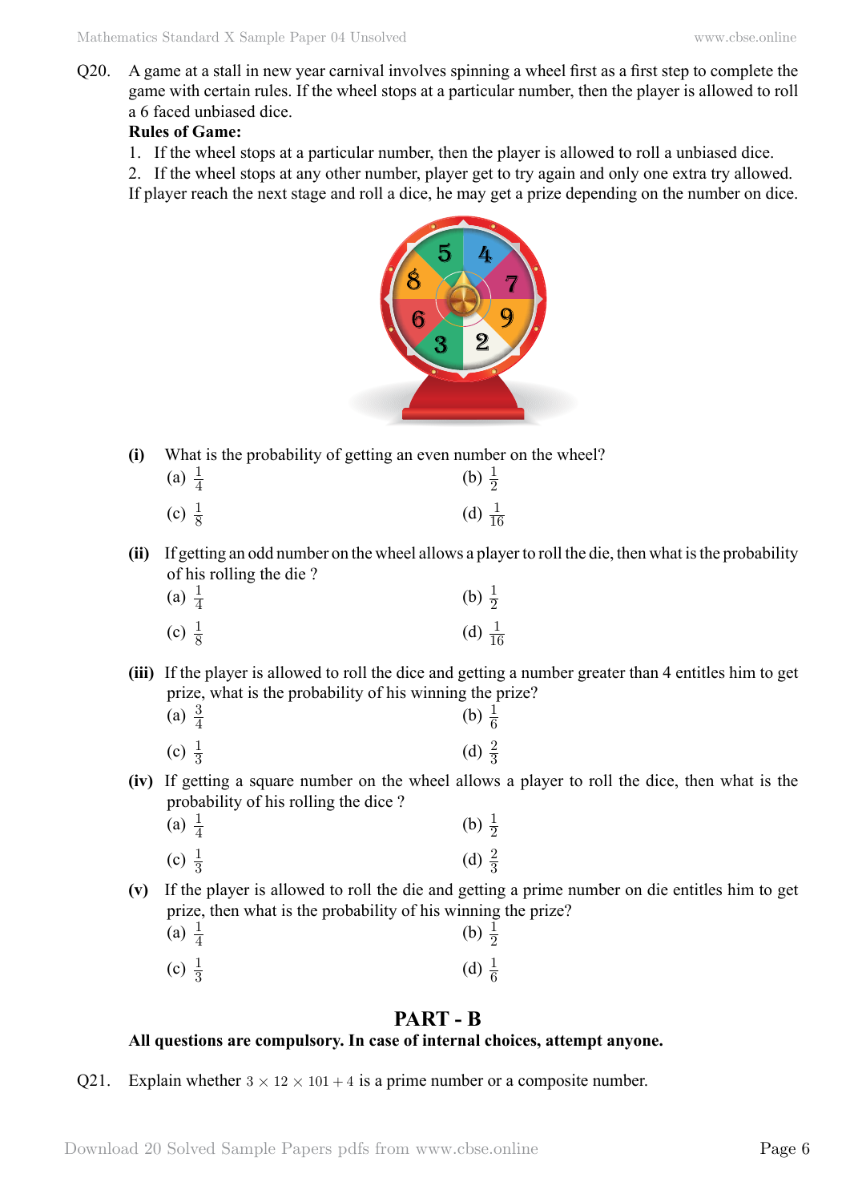Q20. A game at a stall in new year carnival involves spinning a wheel first as a first step to complete the game with certain rules. If the wheel stops at a particular number, then the player is allowed to roll a 6 faced unbiased dice.

**Rules of Game:**

1. If the wheel stops at a particular number, then the player is allowed to roll a unbiased dice.
2. If the wheel stops at any other number, player get to try again and only one extra try allowed.

If player reach the next stage and roll a dice, he may get a prize depending on the number on dice.

**(i)** What is the probability of getting an even number on the wheel?

(a) $\frac{1}{4}$ (b) $\frac{1}{2}$

(c) $\frac{1}{8}$ (d) $\frac{1}{16}$

**(ii)** If getting an odd number on the wheel allows a player to roll the die, then what is the probability of his rolling the die ?

(a) $\frac{1}{4}$ (b) $\frac{1}{2}$

(c) $\frac{1}{8}$ (d) $\frac{1}{16}$

**(iii)** If the player is allowed to roll the dice and getting a number greater than 4 entitles him to get prize, what is the probability of his winning the prize?

(a) $\frac{3}{4}$ (b) $\frac{1}{6}$

(c) $\frac{1}{3}$ (d) $\frac{2}{3}$

**(iv)** If getting a square number on the wheel allows a player to roll the dice, then what is the probability of his rolling the dice ?

(a) $\frac{1}{4}$ (b) $\frac{1}{2}$

(c) $\frac{1}{3}$ (d) $\frac{2}{3}$

**(v)** If the player is allowed to roll the die and getting a prime number on die entitles him to get prize, then what is the probability of his winning the prize?

(a) $\frac{1}{4}$ (b) $\frac{1}{2}$

(c) $\frac{1}{3}$ (d) $\frac{1}{6}$

## PART - B

**All questions are compulsory. In case of internal choices, attempt anyone.**

Q21. Explain whether $3 \times 12 \times 101 + 4$ is a prime number or a composite number.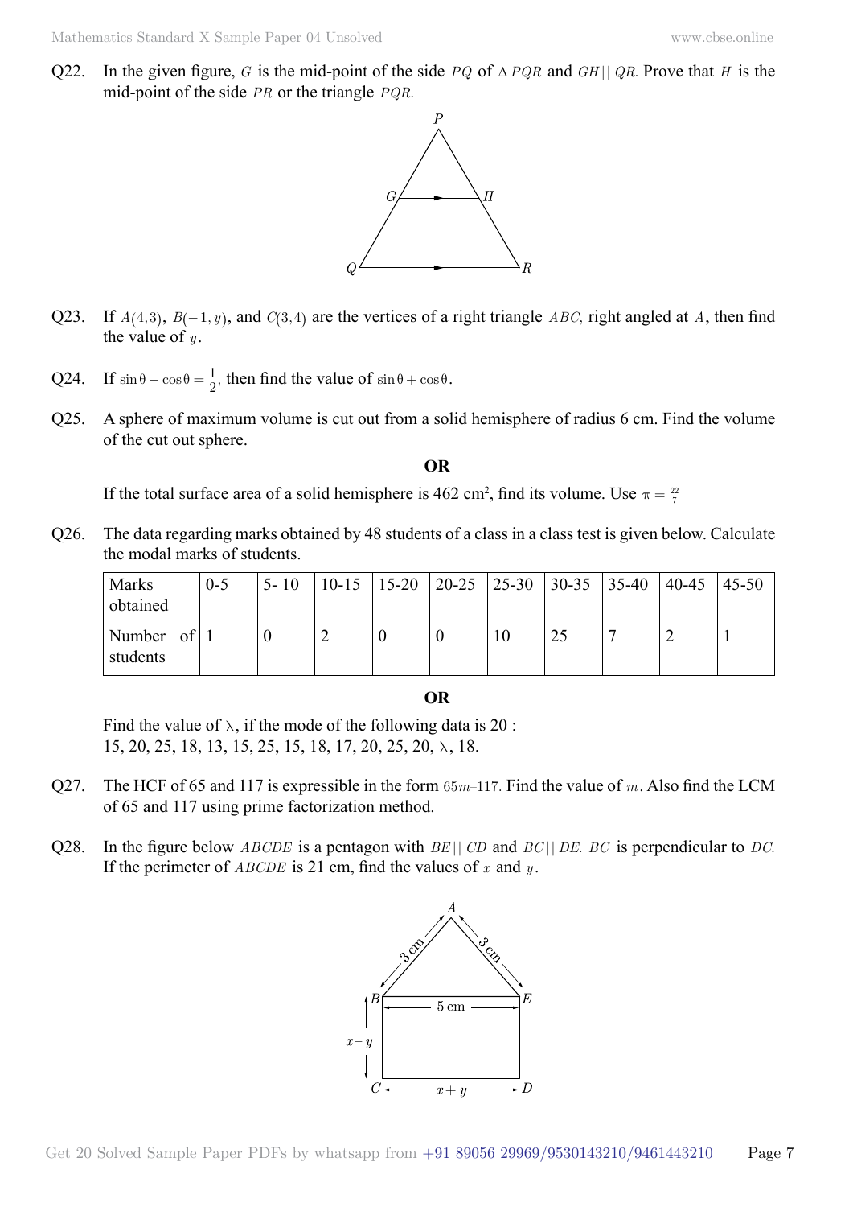Q22. In the given figure, $G$ is the mid-point of the side $PQ$ of $\Delta PQR$ and $GH \| QR$. Prove that $H$ is the mid-point of the side $PR$ or the triangle $PQR$.

Q23. If $A(4,3)$, $B(-1, y)$, and $C(3,4)$ are the vertices of a right triangle $ABC$, right angled at $A$, then find the value of $y$.

Q24. If $\sin\theta - \cos\theta = \frac{1}{2}$, then find the value of $\sin\theta + \cos\theta$.

Q25. A sphere of maximum volume is cut out from a solid hemisphere of radius 6 cm. Find the volume of the cut out sphere.

**OR**

If the total surface area of a solid hemisphere is 462 cm$^2$, find its volume. Use $\pi = \frac{22}{7}$

Q26. The data regarding marks obtained by 48 students of a class in a class test is given below. Calculate the modal marks of students.

| Marks obtained | 0-5 | 5- 10 | 10-15 | 15-20 | 20-25 | 25-30 | 30-35 | 35-40 | 40-45 | 45-50 |
|---|---|---|---|---|---|---|---|---|---|---|
| Number of students | 1 | 0 | 2 | 0 | 0 | 10 | 25 | 7 | 2 | 1 |

**OR**

Find the value of $\lambda$, if the mode of the following data is 20 :
15, 20, 25, 18, 13, 15, 25, 15, 18, 17, 20, 25, 20, $\lambda$, 18.

Q27. The HCF of 65 and 117 is expressible in the form $65m - 117$. Find the value of $m$. Also find the LCM of 65 and 117 using prime factorization method.

Q28. In the figure below $ABCDE$ is a pentagon with $BE \| CD$ and $BC \| DE$. $BC$ is perpendicular to $DC$. If the perimeter of $ABCDE$ is 21 cm, find the values of $x$ and $y$.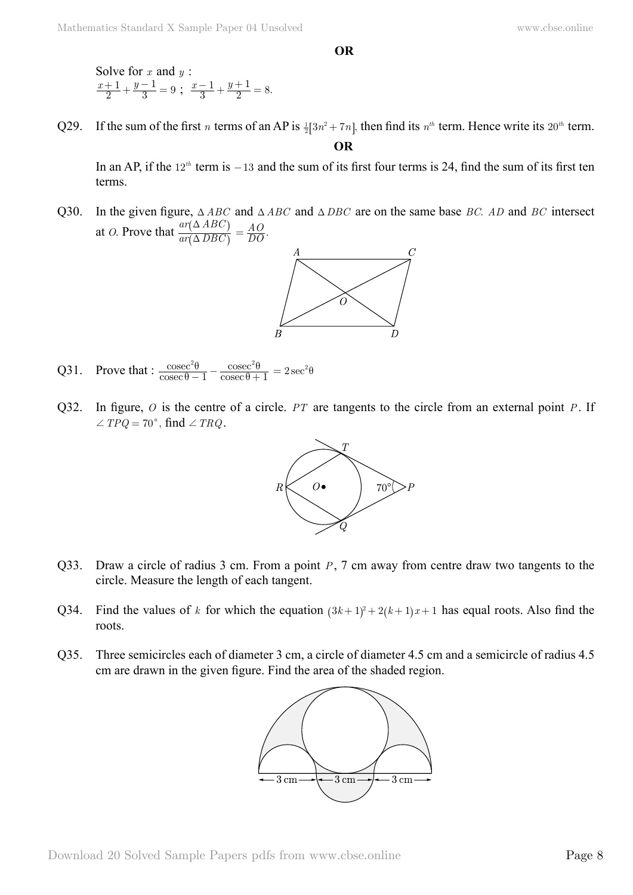**OR**

Solve for $x$ and $y$ :
$\frac{x+1}{2}+\frac{y-1}{3}=9$ ; $\frac{x-1}{3}+\frac{y+1}{2}=8$.

Q29. If the sum of the first $n$ terms of an AP is $\frac{1}{2}[3n^2+7n]$, then find its $n^{th}$ term. Hence write its $20^{th}$ term.

**OR**

In an AP, if the $12^{th}$ term is $-13$ and the sum of its first four terms is 24, find the sum of its first ten terms.

Q30. In the given figure, $\Delta ABC$ and $\Delta ABC$ and $\Delta DBC$ are on the same base $BC$. $AD$ and $BC$ intersect at $O$. Prove that $\frac{ar(\Delta ABC)}{ar(\Delta DBC)}=\frac{AO}{DO}$.

Q31. Prove that : $\frac{\operatorname{cosec}^2\theta}{\operatorname{cosec}\theta-1}-\frac{\operatorname{cosec}^2\theta}{\operatorname{cosec}\theta+1}=2\sec^2\theta$

Q32. In figure, $O$ is the centre of a circle. $PT$ are tangents to the circle from an external point $P$. If $\angle TPQ=70^\circ$, find $\angle TRQ$.

Q33. Draw a circle of radius 3 cm. From a point $P$, 7 cm away from centre draw two tangents to the circle. Measure the length of each tangent.

Q34. Find the values of $k$ for which the equation $(3k+1)^2+2(k+1)x+1$ has equal roots. Also find the roots.

Q35. Three semicircles each of diameter 3 cm, a circle of diameter 4.5 cm and a semicircle of radius 4.5 cm are drawn in the given figure. Find the area of the shaded region.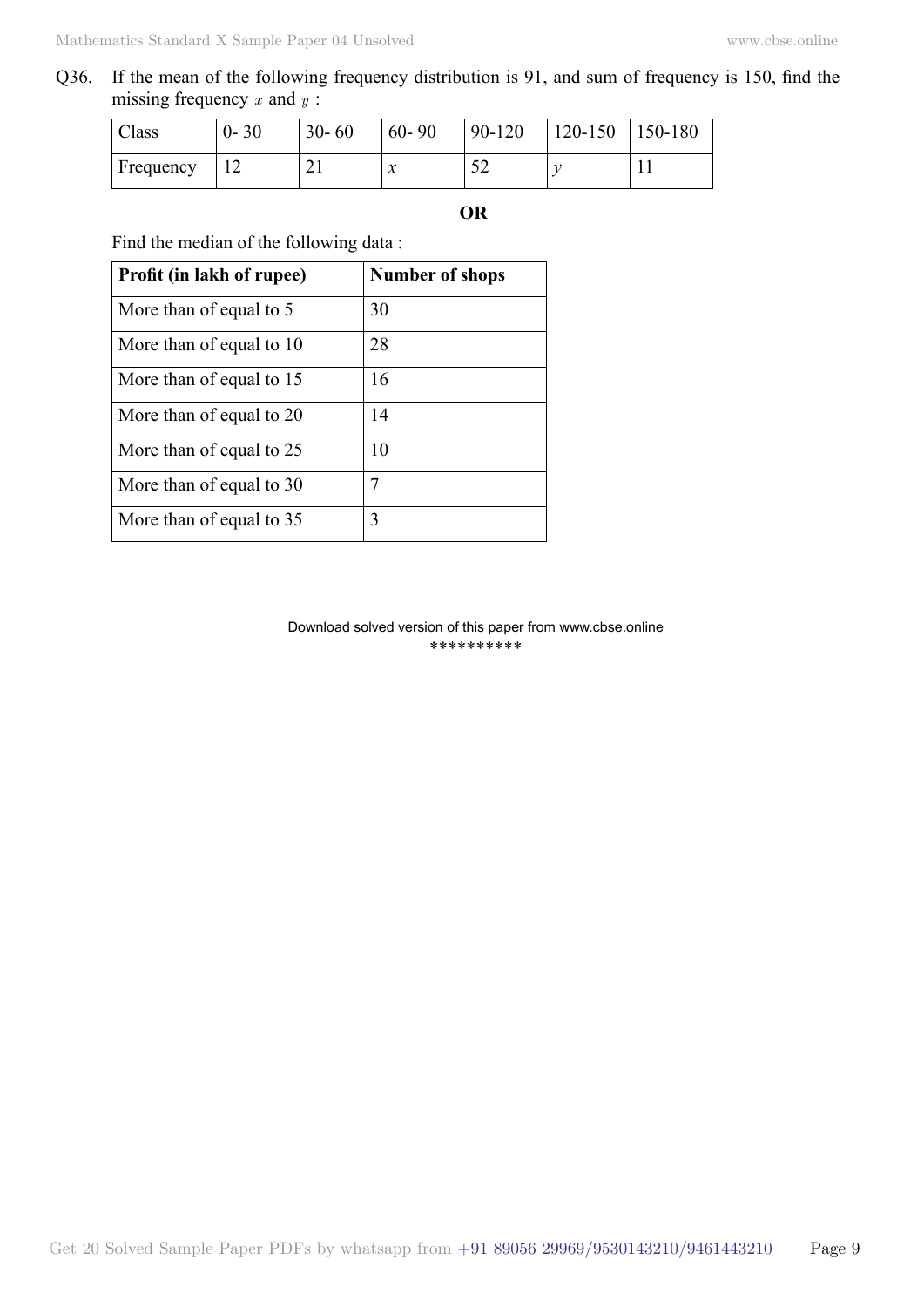Q36. If the mean of the following frequency distribution is 91, and sum of frequency is 150, find the missing frequency $x$ and $y$ :

| Class | 0- 30 | 30- 60 | 60- 90 | 90-120 | 120-150 | 150-180 |
|---|---|---|---|---|---|---|
| Frequency | 12 | 21 | $x$ | 52 | $y$ | 11 |

**OR**

Find the median of the following data :

| **Profit (in lakh of rupee)** | **Number of shops** |
|---|---|
| More than of equal to 5 | 30 |
| More than of equal to 10 | 28 |
| More than of equal to 15 | 16 |
| More than of equal to 20 | 14 |
| More than of equal to 25 | 10 |
| More than of equal to 30 | 7 |
| More than of equal to 35 | 3 |

Download solved version of this paper from www.cbse.online

**********